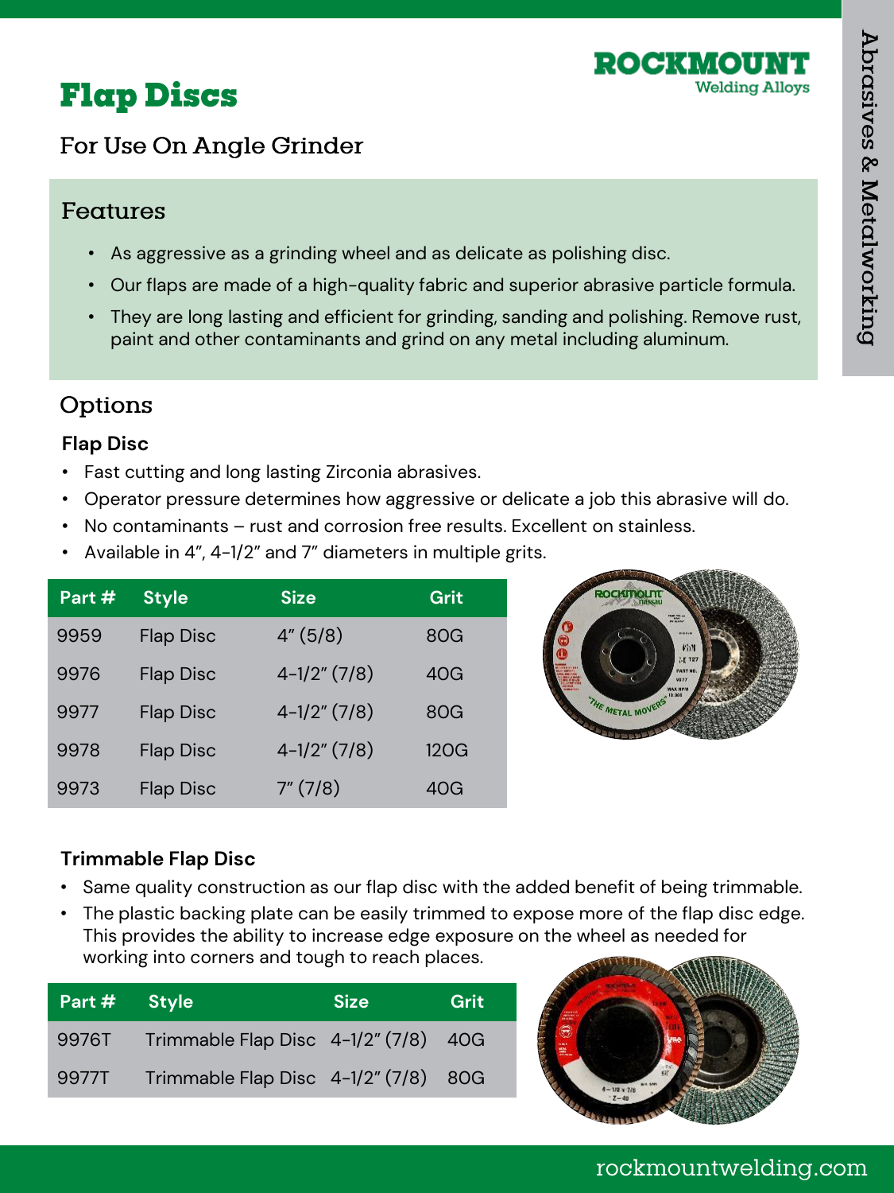# Flap Discs

ROCKMOUNT Welding Alloys

For Use On Angle Grinder

## Features

- As aggressive as a grinding wheel and as delicate as polishing disc.
- Our flaps are made of a high-quality fabric and superior abrasive particle formula.
- They are long lasting and efficient for grinding, sanding and polishing. Remove rust, paint and other contaminants and grind on any metal including aluminum.

## Options

### Flap Disc

- Fast cutting and long lasting Zirconia abrasives.
- Operator pressure determines how aggressive or delicate a job this abrasive will do.
- No contaminants – rust and corrosion free results. Excellent on stainless.
- Available in 4", 4-1/2" and 7" diameters in multiple grits.

| Part # | Style | Size | Grit |
|---|---|---|---|
| 9959 | Flap Disc | 4" (5/8) | 80G |
| 9976 | Flap Disc | 4-1/2" (7/8) | 40G |
| 9977 | Flap Disc | 4-1/2" (7/8) | 80G |
| 9978 | Flap Disc | 4-1/2" (7/8) | 120G |
| 9973 | Flap Disc | 7" (7/8) | 40G |

### Trimmable Flap Disc

- Same quality construction as our flap disc with the added benefit of being trimmable.
- The plastic backing plate can be easily trimmed to expose more of the flap disc edge. This provides the ability to increase edge exposure on the wheel as needed for working into corners and tough to reach places.

| Part # | Style | Size | Grit |
|---|---|---|---|
| 9976T | Trimmable Flap Disc | 4-1/2" (7/8) | 40G |
| 9977T | Trimmable Flap Disc | 4-1/2" (7/8) | 80G |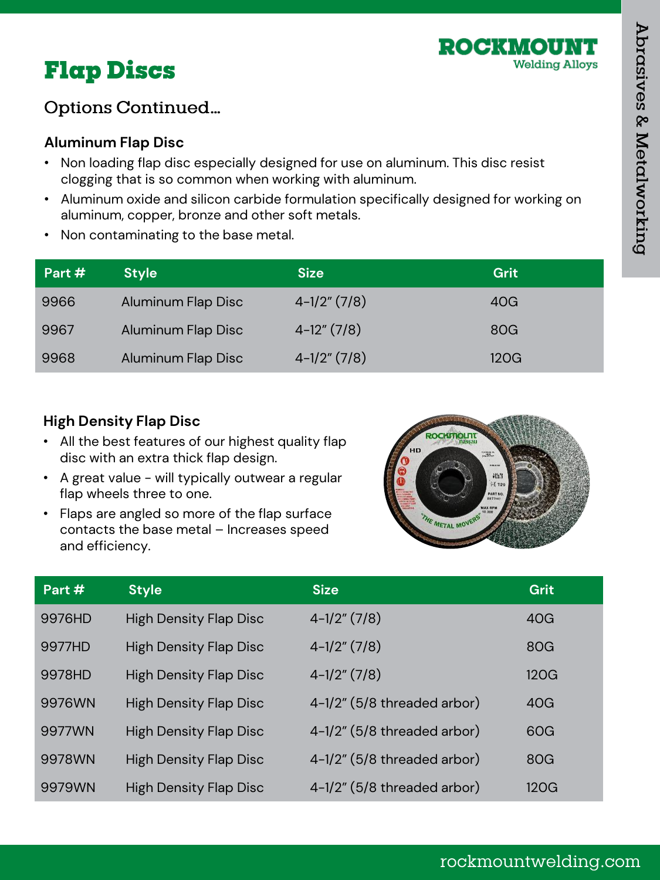# Flap Discs

## Options Continued...

### Aluminum Flap Disc

- Non loading flap disc especially designed for use on aluminum. This disc resist clogging that is so common when working with aluminum.
- Aluminum oxide and silicon carbide formulation specifically designed for working on aluminum, copper, bronze and other soft metals.
- Non contaminating to the base metal.

| Part # | Style | Size | Grit |
|---|---|---|---|
| 9966 | Aluminum Flap Disc | 4-1/2" (7/8) | 40G |
| 9967 | Aluminum Flap Disc | 4-12" (7/8) | 80G |
| 9968 | Aluminum Flap Disc | 4-1/2" (7/8) | 120G |

### High Density Flap Disc

- All the best features of our highest quality flap disc with an extra thick flap design.
- A great value - will typically outwear a regular flap wheels three to one.
- Flaps are angled so more of the flap surface contacts the base metal – Increases speed and efficiency.

| Part # | Style | Size | Grit |
|---|---|---|---|
| 9976HD | High Density Flap Disc | 4-1/2" (7/8) | 40G |
| 9977HD | High Density Flap Disc | 4-1/2" (7/8) | 80G |
| 9978HD | High Density Flap Disc | 4-1/2" (7/8) | 120G |
| 9976WN | High Density Flap Disc | 4-1/2" (5/8 threaded arbor) | 40G |
| 9977WN | High Density Flap Disc | 4-1/2" (5/8 threaded arbor) | 60G |
| 9978WN | High Density Flap Disc | 4-1/2" (5/8 threaded arbor) | 80G |
| 9979WN | High Density Flap Disc | 4-1/2" (5/8 threaded arbor) | 120G |